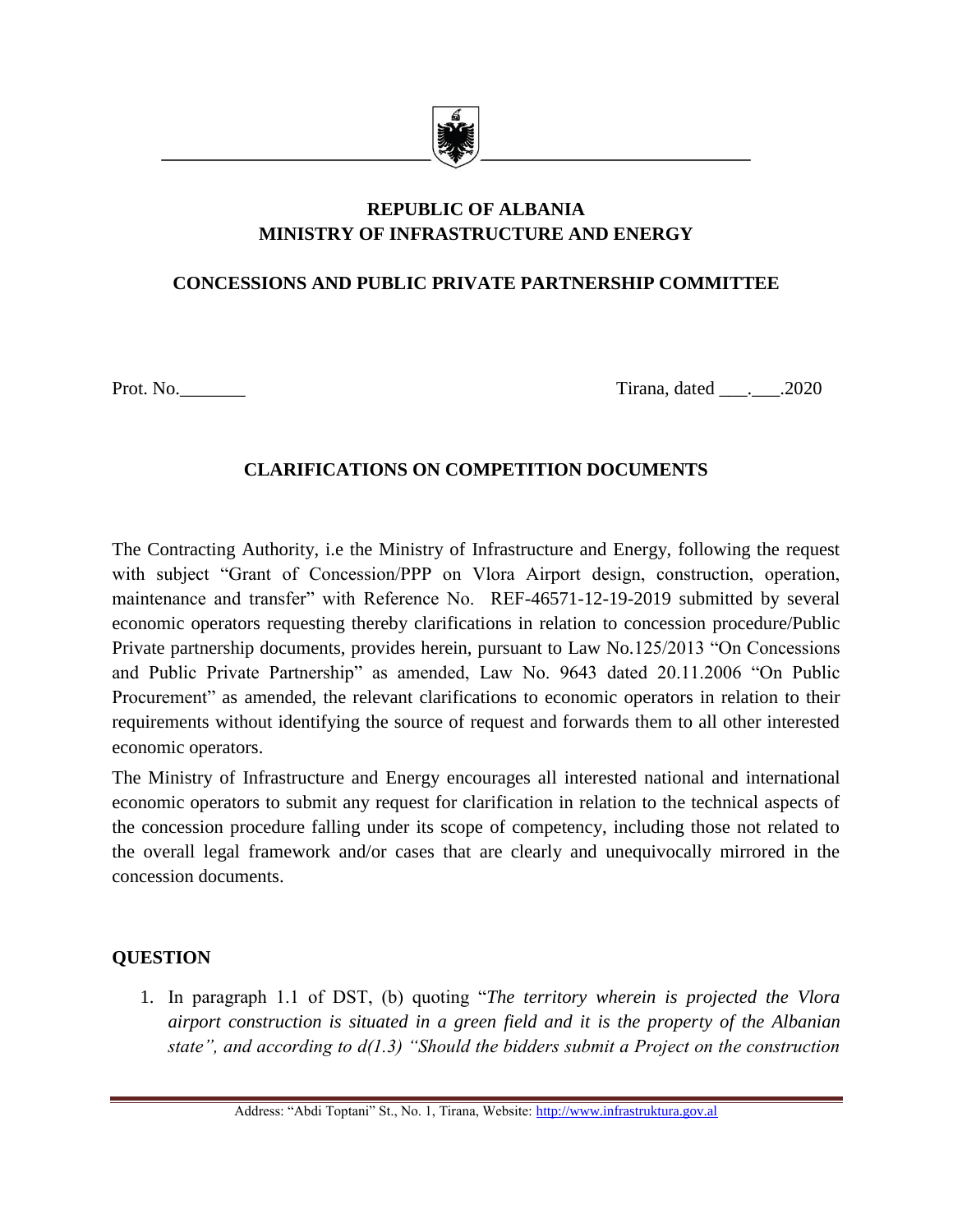**REPUBLIC OF ALBANIA**
**MINISTRY OF INFRASTRUCTURE AND ENERGY**

**CONCESSIONS AND PUBLIC PRIVATE PARTNERSHIP COMMITTEE**

Prot. No.\_\_\_\_\_\_\_ Tirana, dated \_\_\_.\_\_\_.2020

## CLARIFICATIONS ON COMPETITION DOCUMENTS

The Contracting Authority, i.e the Ministry of Infrastructure and Energy, following the request with subject "Grant of Concession/PPP on Vlora Airport design, construction, operation, maintenance and transfer" with Reference No. REF-46571-12-19-2019 submitted by several economic operators requesting thereby clarifications in relation to concession procedure/Public Private partnership documents, provides herein, pursuant to Law No.125/2013 "On Concessions and Public Private Partnership" as amended, Law No. 9643 dated 20.11.2006 "On Public Procurement" as amended, the relevant clarifications to economic operators in relation to their requirements without identifying the source of request and forwards them to all other interested economic operators.

The Ministry of Infrastructure and Energy encourages all interested national and international economic operators to submit any request for clarification in relation to the technical aspects of the concession procedure falling under its scope of competency, including those not related to the overall legal framework and/or cases that are clearly and unequivocally mirrored in the concession documents.

### QUESTION

1. In paragraph 1.1 of DST, (b) quoting "*The territory wherein is projected the Vlora airport construction is situated in a green field and it is the property of the Albanian state", and according to d(1.3) "Should the bidders submit a Project on the construction*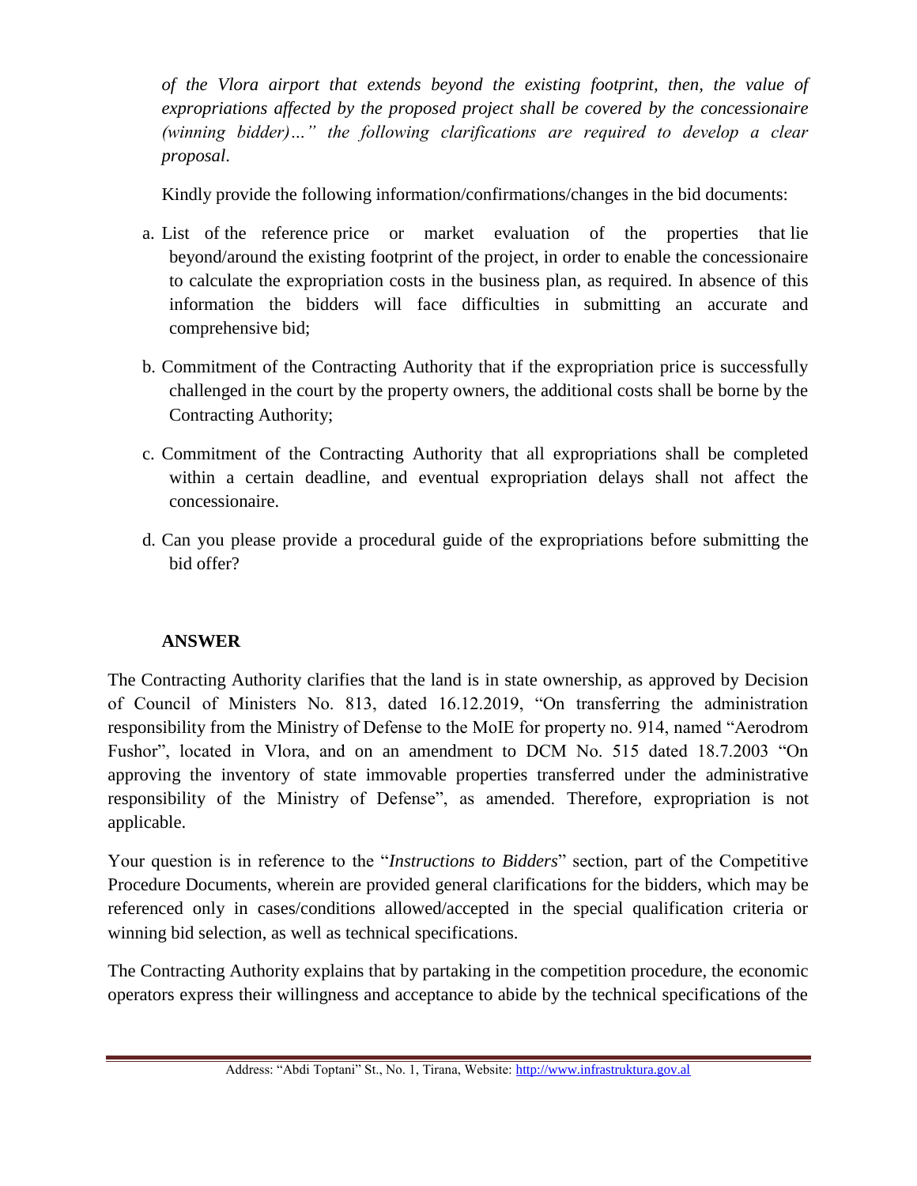*of the Vlora airport that extends beyond the existing footprint, then, the value of expropriations affected by the proposed project shall be covered by the concessionaire (winning bidder)…" the following clarifications are required to develop a clear proposal*.

Kindly provide the following information/confirmations/changes in the bid documents:

a. List of the reference price or market evaluation of the properties that lie beyond/around the existing footprint of the project, in order to enable the concessionaire to calculate the expropriation costs in the business plan, as required. In absence of this information the bidders will face difficulties in submitting an accurate and comprehensive bid;

b. Commitment of the Contracting Authority that if the expropriation price is successfully challenged in the court by the property owners, the additional costs shall be borne by the Contracting Authority;

c. Commitment of the Contracting Authority that all expropriations shall be completed within a certain deadline, and eventual expropriation delays shall not affect the concessionaire.

d. Can you please provide a procedural guide of the expropriations before submitting the bid offer?

**ANSWER**

The Contracting Authority clarifies that the land is in state ownership, as approved by Decision of Council of Ministers No. 813, dated 16.12.2019, "On transferring the administration responsibility from the Ministry of Defense to the MoIE for property no. 914, named "Aerodrom Fushor", located in Vlora, and on an amendment to DCM No. 515 dated 18.7.2003 "On approving the inventory of state immovable properties transferred under the administrative responsibility of the Ministry of Defense", as amended. Therefore, expropriation is not applicable.

Your question is in reference to the "*Instructions to Bidders*" section, part of the Competitive Procedure Documents, wherein are provided general clarifications for the bidders, which may be referenced only in cases/conditions allowed/accepted in the special qualification criteria or winning bid selection, as well as technical specifications.

The Contracting Authority explains that by partaking in the competition procedure, the economic operators express their willingness and acceptance to abide by the technical specifications of the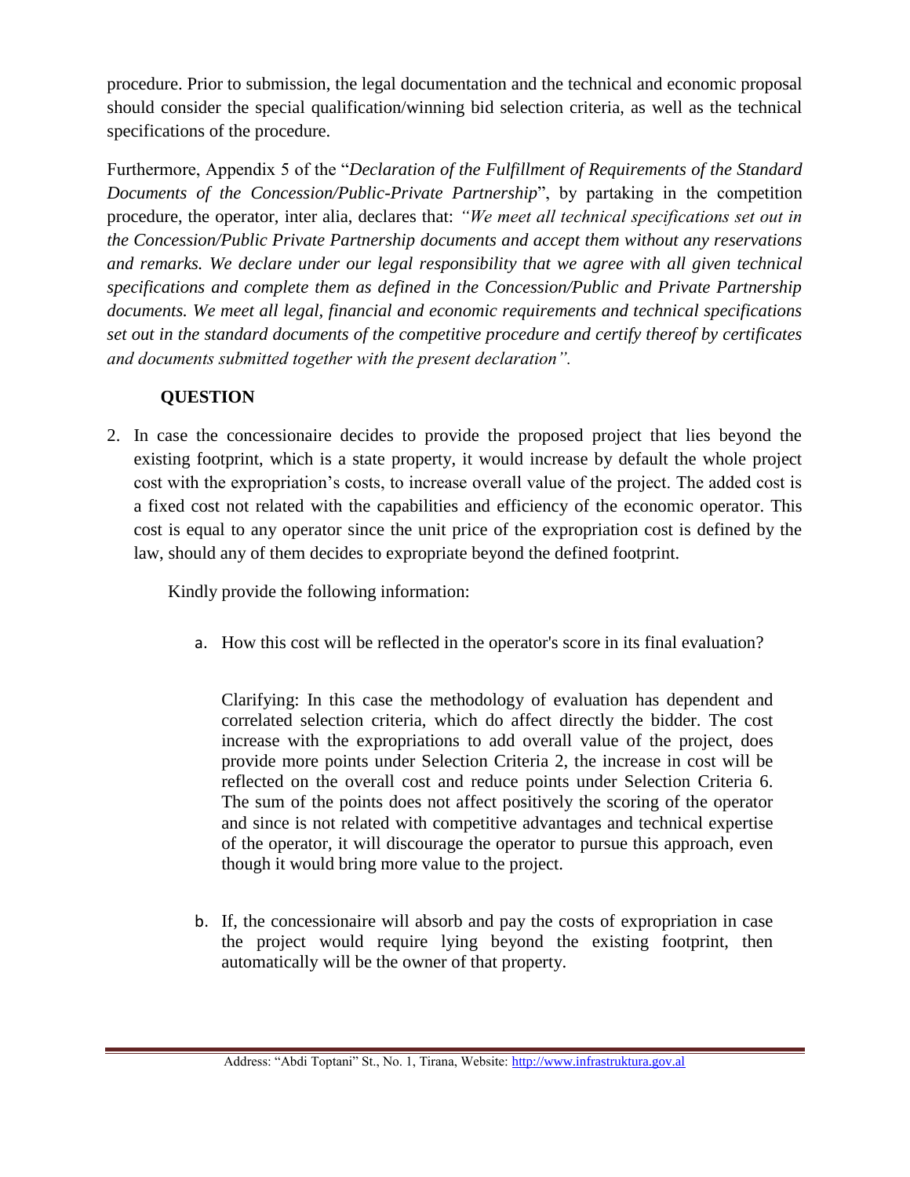procedure. Prior to submission, the legal documentation and the technical and economic proposal should consider the special qualification/winning bid selection criteria, as well as the technical specifications of the procedure.

Furthermore, Appendix 5 of the "*Declaration of the Fulfillment of Requirements of the Standard Documents of the Concession/Public-Private Partnership*", by partaking in the competition procedure, the operator, inter alia, declares that: *"We meet all technical specifications set out in the Concession/Public Private Partnership documents and accept them without any reservations and remarks. We declare under our legal responsibility that we agree with all given technical specifications and complete them as defined in the Concession/Public and Private Partnership documents. We meet all legal, financial and economic requirements and technical specifications set out in the standard documents of the competitive procedure and certify thereof by certificates and documents submitted together with the present declaration".*

**QUESTION**

2. In case the concessionaire decides to provide the proposed project that lies beyond the existing footprint, which is a state property, it would increase by default the whole project cost with the expropriation's costs, to increase overall value of the project. The added cost is a fixed cost not related with the capabilities and efficiency of the economic operator. This cost is equal to any operator since the unit price of the expropriation cost is defined by the law, should any of them decides to expropriate beyond the defined footprint.

   Kindly provide the following information:

   a. How this cost will be reflected in the operator's score in its final evaluation?

      Clarifying: In this case the methodology of evaluation has dependent and correlated selection criteria, which do affect directly the bidder. The cost increase with the expropriations to add overall value of the project, does provide more points under Selection Criteria 2, the increase in cost will be reflected on the overall cost and reduce points under Selection Criteria 6. The sum of the points does not affect positively the scoring of the operator and since is not related with competitive advantages and technical expertise of the operator, it will discourage the operator to pursue this approach, even though it would bring more value to the project.

   b. If, the concessionaire will absorb and pay the costs of expropriation in case the project would require lying beyond the existing footprint, then automatically will be the owner of that property.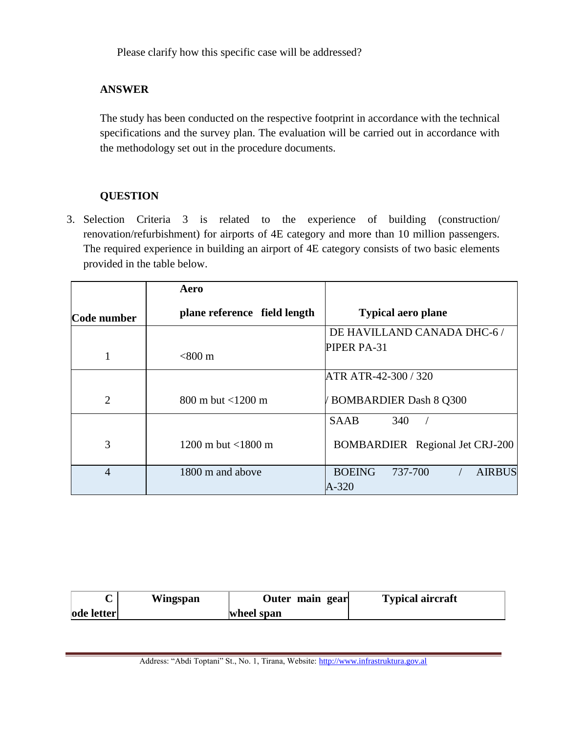Please clarify how this specific case will be addressed?

**ANSWER**

The study has been conducted on the respective footprint in accordance with the technical specifications and the survey plan. The evaluation will be carried out in accordance with the methodology set out in the procedure documents.

**QUESTION**

3. Selection Criteria 3 is related to the experience of building (construction/ renovation/refurbishment) for airports of 4E category and more than 10 million passengers. The required experience in building an airport of 4E category consists of two basic elements provided in the table below.

| Code number | Aero plane reference field length | Typical aero plane |
|---|---|---|
| 1 | <800 m | DE HAVILLAND CANADA DHC-6 / PIPER PA-31 |
| 2 | 800 m but <1200 m | ATR ATR-42-300 / 320 / BOMBARDIER Dash 8 Q300 |
| 3 | 1200 m but <1800 m | SAAB 340 / BOMBARDIER Regional Jet CRJ-200 |
| 4 | 1800 m and above | BOEING 737-700 / AIRBUS A-320 |

| Code letter | Wingspan | Outer main gear wheel span | Typical aircraft |
|---|---|---|---|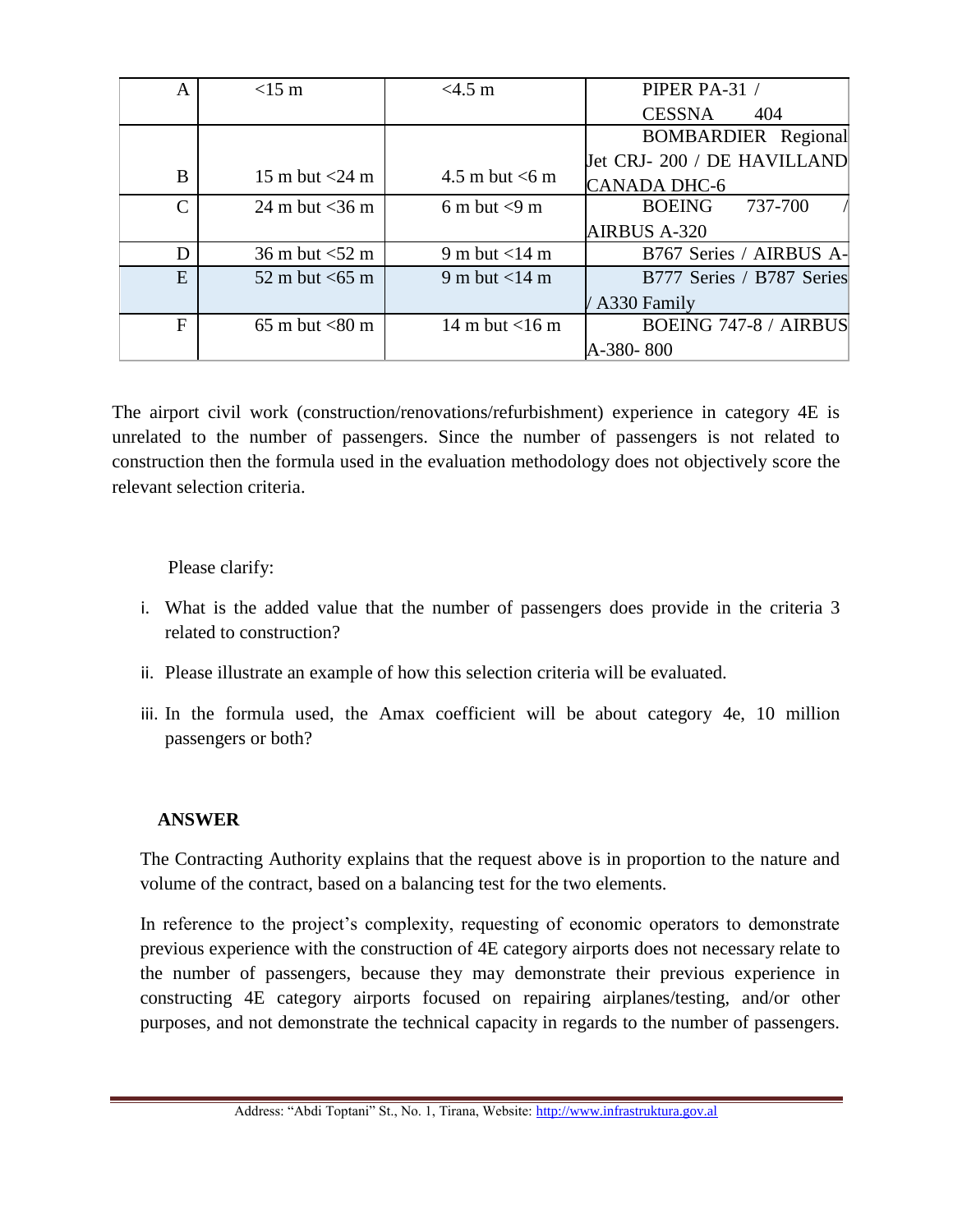| A | <15 m | <4.5 m | PIPER PA-31 / CESSNA 404 |
|---|---|---|---|
| B | 15 m but <24 m | 4.5 m but <6 m | BOMBARDIER Regional Jet CRJ- 200 / DE HAVILLAND CANADA DHC-6 |
| C | 24 m but <36 m | 6 m but <9 m | BOEING 737-700 / AIRBUS A-320 |
| D | 36 m but <52 m | 9 m but <14 m | B767 Series / AIRBUS A- |
| E | 52 m but <65 m | 9 m but <14 m | B777 Series / B787 Series / A330 Family |
| F | 65 m but <80 m | 14 m but <16 m | BOEING 747-8 / AIRBUS A-380- 800 |

The airport civil work (construction/renovations/refurbishment) experience in category 4E is unrelated to the number of passengers. Since the number of passengers is not related to construction then the formula used in the evaluation methodology does not objectively score the relevant selection criteria.

Please clarify:

i. What is the added value that the number of passengers does provide in the criteria 3 related to construction?

ii. Please illustrate an example of how this selection criteria will be evaluated.

iii. In the formula used, the Amax coefficient will be about category 4e, 10 million passengers or both?

**ANSWER**

The Contracting Authority explains that the request above is in proportion to the nature and volume of the contract, based on a balancing test for the two elements.

In reference to the project's complexity, requesting of economic operators to demonstrate previous experience with the construction of 4E category airports does not necessary relate to the number of passengers, because they may demonstrate their previous experience in constructing 4E category airports focused on repairing airplanes/testing, and/or other purposes, and not demonstrate the technical capacity in regards to the number of passengers.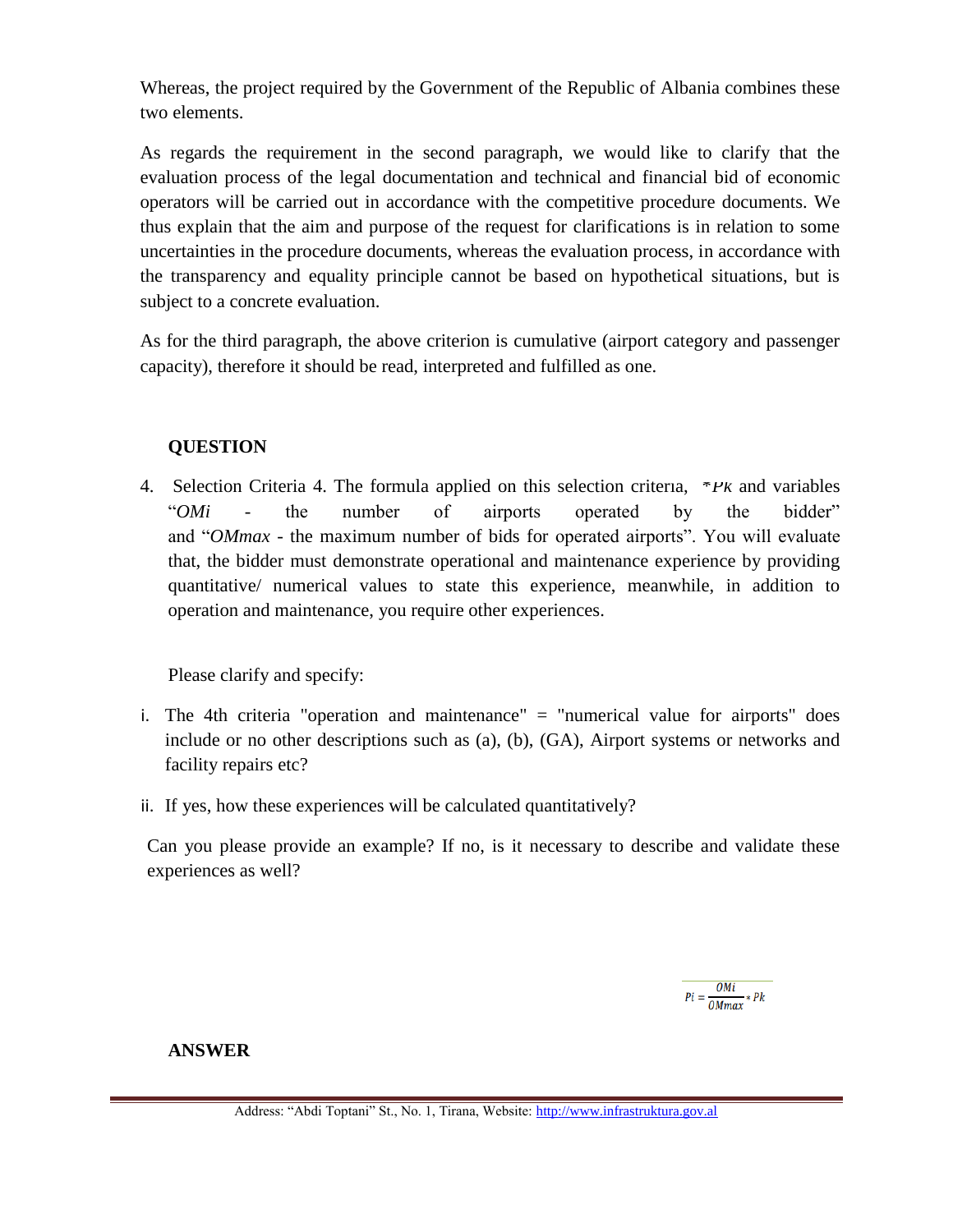Whereas, the project required by the Government of the Republic of Albania combines these two elements.

As regards the requirement in the second paragraph, we would like to clarify that the evaluation process of the legal documentation and technical and financial bid of economic operators will be carried out in accordance with the competitive procedure documents. We thus explain that the aim and purpose of the request for clarifications is in relation to some uncertainties in the procedure documents, whereas the evaluation process, in accordance with the transparency and equality principle cannot be based on hypothetical situations, but is subject to a concrete evaluation.

As for the third paragraph, the above criterion is cumulative (airport category and passenger capacity), therefore it should be read, interpreted and fulfilled as one.

**QUESTION**

4. Selection Criteria 4. The formula applied on this selection criteria, $*Pk$ and variables "*OMi* - the number of airports operated by the bidder" and "*OMmax* - the maximum number of bids for operated airports". You will evaluate that, the bidder must demonstrate operational and maintenance experience by providing quantitative/ numerical values to state this experience, meanwhile, in addition to operation and maintenance, you require other experiences.

   Please clarify and specify:

i. The 4th criteria "operation and maintenance" = "numerical value for airports" does include or no other descriptions such as (a), (b), (GA), Airport systems or networks and facility repairs etc?

ii. If yes, how these experiences will be calculated quantitatively?

Can you please provide an example? If no, is it necessary to describe and validate these experiences as well?

$$Pi = \frac{OMi}{OMmax} * Pk$$

**ANSWER**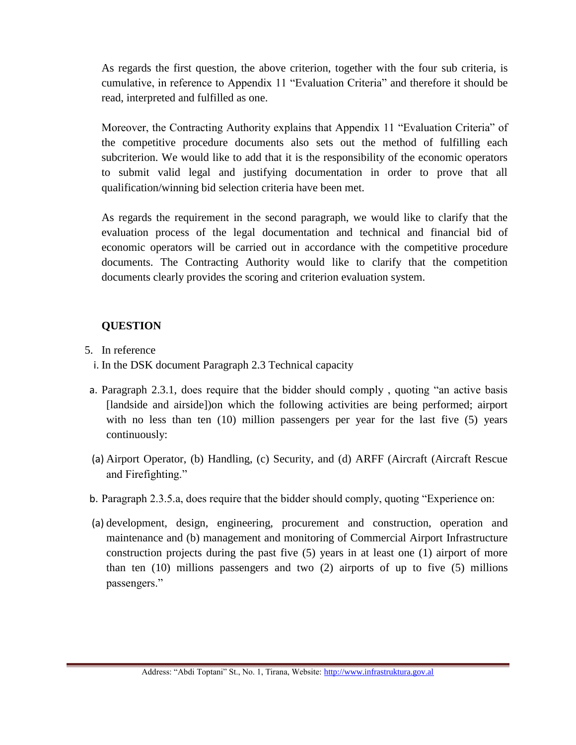As regards the first question, the above criterion, together with the four sub criteria, is cumulative, in reference to Appendix 11 "Evaluation Criteria" and therefore it should be read, interpreted and fulfilled as one.

Moreover, the Contracting Authority explains that Appendix 11 "Evaluation Criteria" of the competitive procedure documents also sets out the method of fulfilling each subcriterion. We would like to add that it is the responsibility of the economic operators to submit valid legal and justifying documentation in order to prove that all qualification/winning bid selection criteria have been met.

As regards the requirement in the second paragraph, we would like to clarify that the evaluation process of the legal documentation and technical and financial bid of economic operators will be carried out in accordance with the competitive procedure documents. The Contracting Authority would like to clarify that the competition documents clearly provides the scoring and criterion evaluation system.

**QUESTION**

5. In reference

i. In the DSK document Paragraph 2.3 Technical capacity

a. Paragraph 2.3.1, does require that the bidder should comply , quoting "an active basis [landside and airside])on which the following activities are being performed; airport with no less than ten (10) million passengers per year for the last five (5) years continuously:

(a) Airport Operator, (b) Handling, (c) Security, and (d) ARFF (Aircraft (Aircraft Rescue and Firefighting."

b. Paragraph 2.3.5.a, does require that the bidder should comply, quoting "Experience on:

(a) development, design, engineering, procurement and construction, operation and maintenance and (b) management and monitoring of Commercial Airport Infrastructure construction projects during the past five (5) years in at least one (1) airport of more than ten (10) millions passengers and two (2) airports of up to five (5) millions passengers."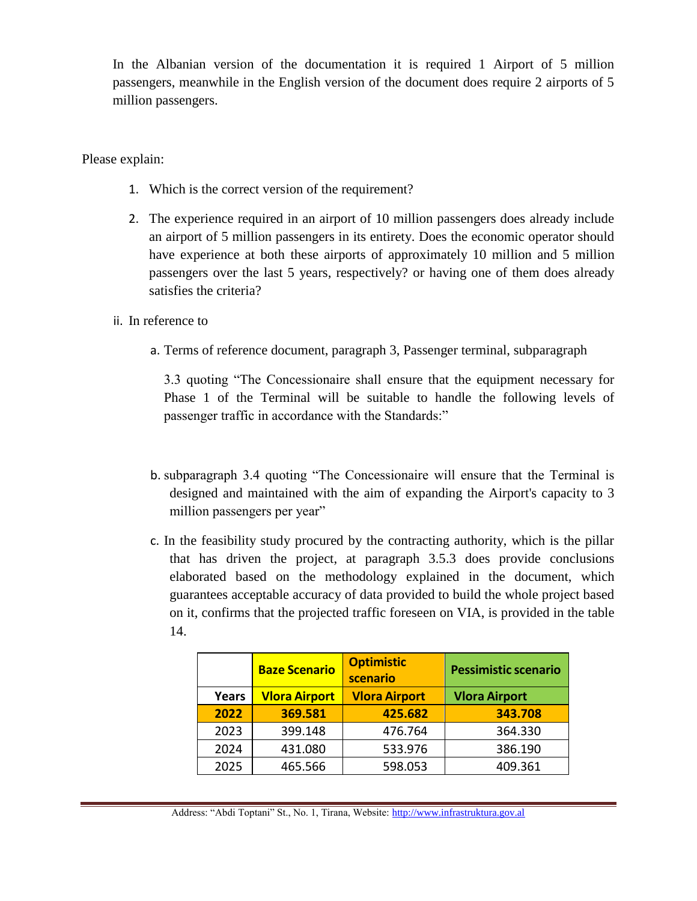In the Albanian version of the documentation it is required 1 Airport of 5 million passengers, meanwhile in the English version of the document does require 2 airports of 5 million passengers.

Please explain:

1. Which is the correct version of the requirement?
2. The experience required in an airport of 10 million passengers does already include an airport of 5 million passengers in its entirety. Does the economic operator should have experience at both these airports of approximately 10 million and 5 million passengers over the last 5 years, respectively? or having one of them does already satisfies the criteria?

ii. In reference to

a. Terms of reference document, paragraph 3, Passenger terminal, subparagraph

3.3 quoting "The Concessionaire shall ensure that the equipment necessary for Phase 1 of the Terminal will be suitable to handle the following levels of passenger traffic in accordance with the Standards:"

b. subparagraph 3.4 quoting "The Concessionaire will ensure that the Terminal is designed and maintained with the aim of expanding the Airport's capacity to 3 million passengers per year"

c. In the feasibility study procured by the contracting authority, which is the pillar that has driven the project, at paragraph 3.5.3 does provide conclusions elaborated based on the methodology explained in the document, which guarantees acceptable accuracy of data provided to build the whole project based on it, confirms that the projected traffic foreseen on VIA, is provided in the table 14.

| | **Baze Scenario** | **Optimistic scenario** | **Pessimistic scenario** |
|---|---|---|---|
| **Years** | **Vlora Airport** | **Vlora Airport** | **Vlora Airport** |
| **2022** | **369.581** | **425.682** | **343.708** |
| 2023 | 399.148 | 476.764 | 364.330 |
| 2024 | 431.080 | 533.976 | 386.190 |
| 2025 | 465.566 | 598.053 | 409.361 |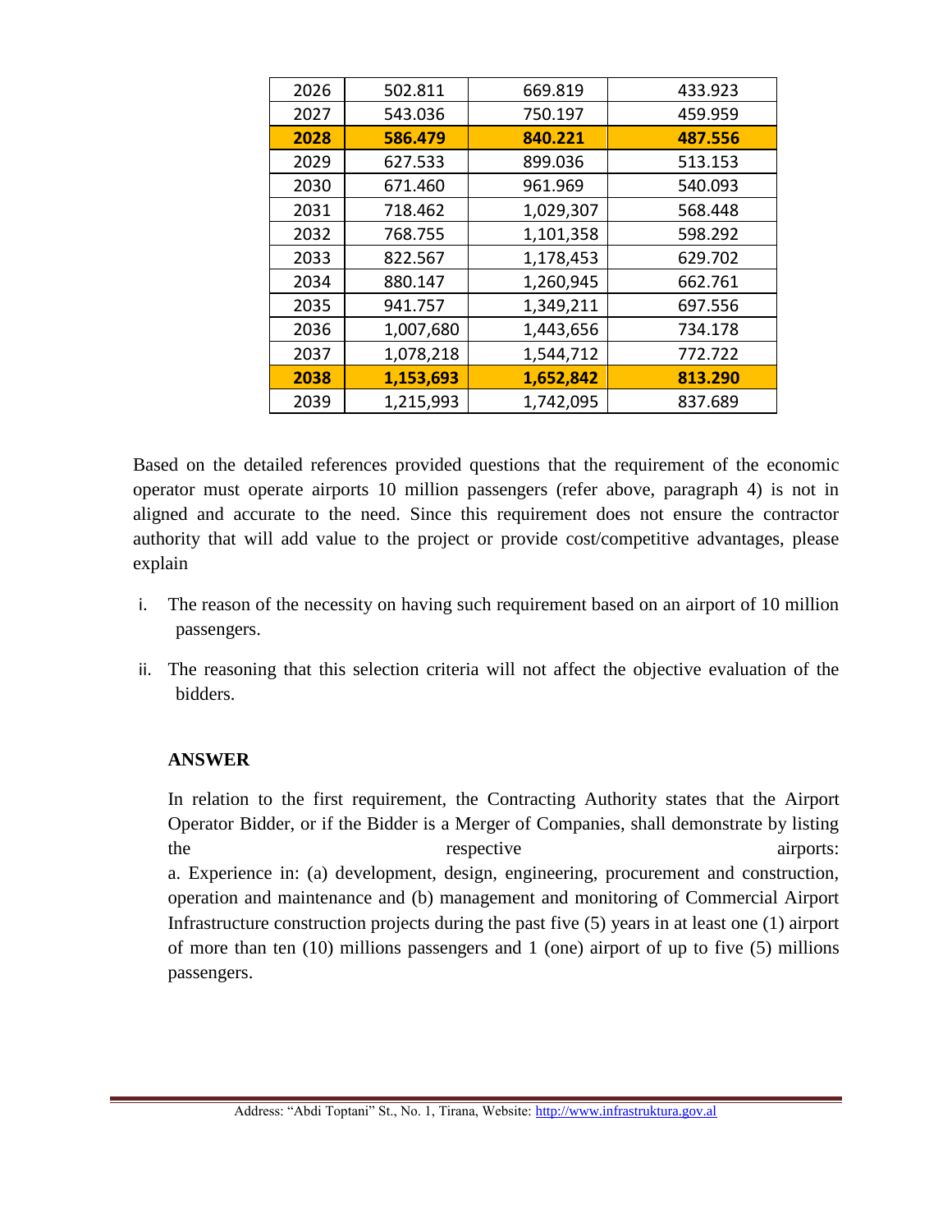| 2026 | 502.811 | 669.819 | 433.923 |
|---|---|---|---|
| 2027 | 543.036 | 750.197 | 459.959 |
| **2028** | **586.479** | **840.221** | **487.556** |
| 2029 | 627.533 | 899.036 | 513.153 |
| 2030 | 671.460 | 961.969 | 540.093 |
| 2031 | 718.462 | 1,029,307 | 568.448 |
| 2032 | 768.755 | 1,101,358 | 598.292 |
| 2033 | 822.567 | 1,178,453 | 629.702 |
| 2034 | 880.147 | 1,260,945 | 662.761 |
| 2035 | 941.757 | 1,349,211 | 697.556 |
| 2036 | 1,007,680 | 1,443,656 | 734.178 |
| 2037 | 1,078,218 | 1,544,712 | 772.722 |
| **2038** | **1,153,693** | **1,652,842** | **813.290** |
| 2039 | 1,215,993 | 1,742,095 | 837.689 |

Based on the detailed references provided questions that the requirement of the economic operator must operate airports 10 million passengers (refer above, paragraph 4) is not in aligned and accurate to the need. Since this requirement does not ensure the contractor authority that will add value to the project or provide cost/competitive advantages, please explain

i. The reason of the necessity on having such requirement based on an airport of 10 million passengers.

ii. The reasoning that this selection criteria will not affect the objective evaluation of the bidders.

**ANSWER**

In relation to the first requirement, the Contracting Authority states that the Airport Operator Bidder, or if the Bidder is a Merger of Companies, shall demonstrate by listing the respective airports:
a. Experience in: (a) development, design, engineering, procurement and construction, operation and maintenance and (b) management and monitoring of Commercial Airport Infrastructure construction projects during the past five (5) years in at least one (1) airport of more than ten (10) millions passengers and 1 (one) airport of up to five (5) millions passengers.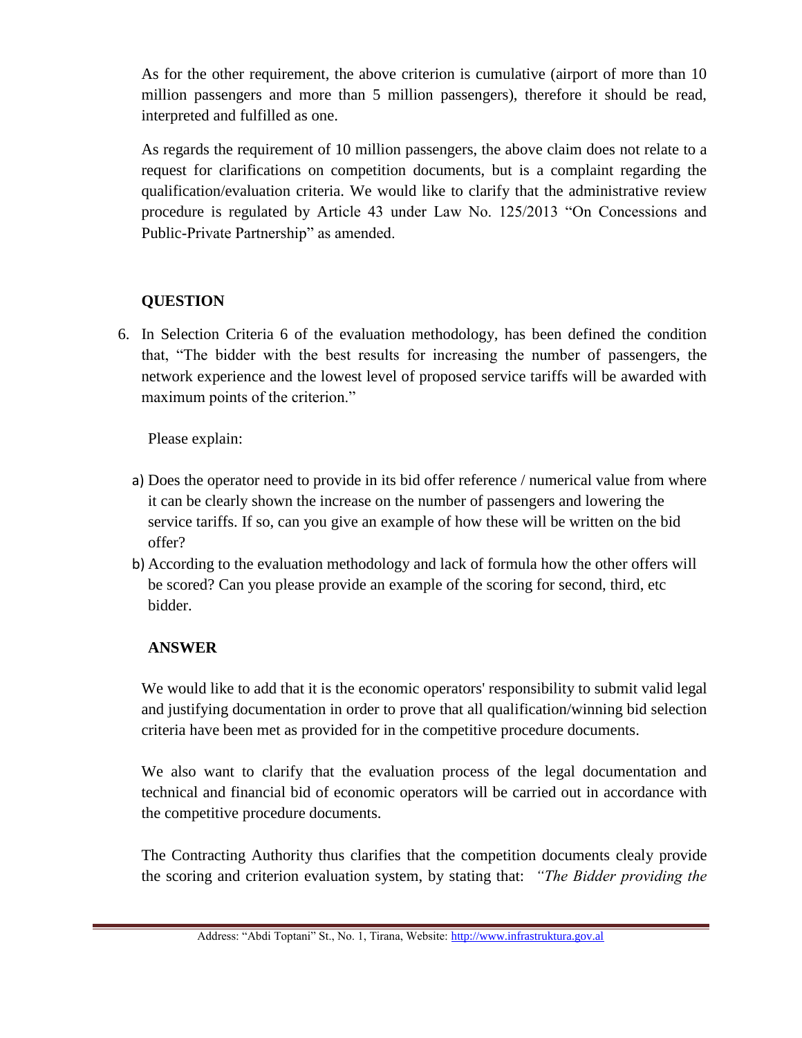As for the other requirement, the above criterion is cumulative (airport of more than 10 million passengers and more than 5 million passengers), therefore it should be read, interpreted and fulfilled as one.

As regards the requirement of 10 million passengers, the above claim does not relate to a request for clarifications on competition documents, but is a complaint regarding the qualification/evaluation criteria. We would like to clarify that the administrative review procedure is regulated by Article 43 under Law No. 125/2013 "On Concessions and Public-Private Partnership" as amended.

**QUESTION**

6. In Selection Criteria 6 of the evaluation methodology, has been defined the condition that, "The bidder with the best results for increasing the number of passengers, the network experience and the lowest level of proposed service tariffs will be awarded with maximum points of the criterion."

   Please explain:

   a) Does the operator need to provide in its bid offer reference / numerical value from where it can be clearly shown the increase on the number of passengers and lowering the service tariffs. If so, can you give an example of how these will be written on the bid offer?

   b) According to the evaluation methodology and lack of formula how the other offers will be scored? Can you please provide an example of the scoring for second, third, etc bidder.

**ANSWER**

We would like to add that it is the economic operators' responsibility to submit valid legal and justifying documentation in order to prove that all qualification/winning bid selection criteria have been met as provided for in the competitive procedure documents.

We also want to clarify that the evaluation process of the legal documentation and technical and financial bid of economic operators will be carried out in accordance with the competitive procedure documents.

The Contracting Authority thus clarifies that the competition documents clealy provide the scoring and criterion evaluation system, by stating that: *"The Bidder providing the*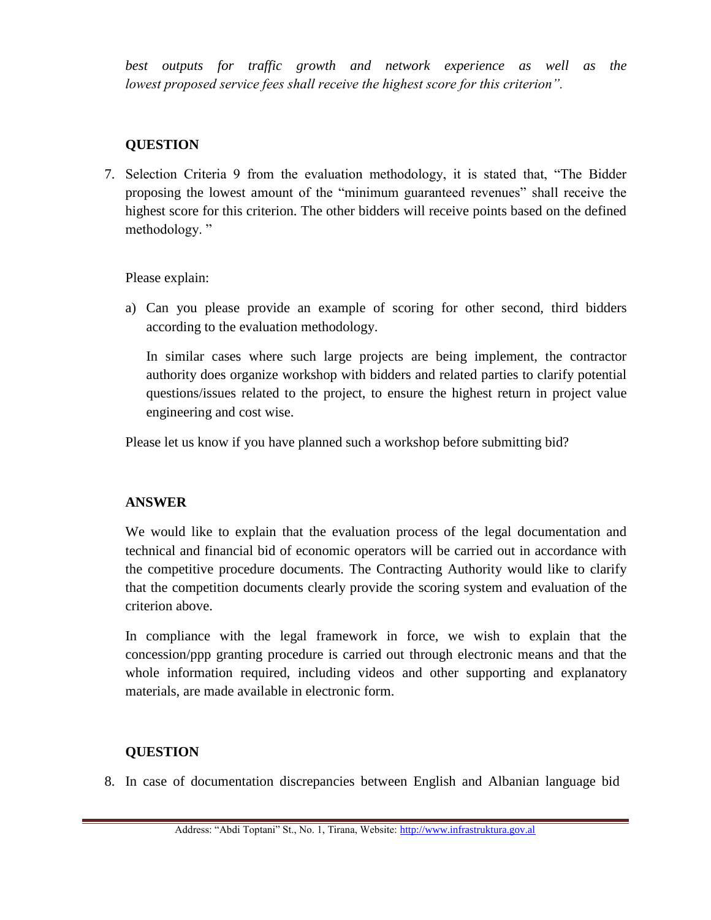*best outputs for traffic growth and network experience as well as the lowest proposed service fees shall receive the highest score for this criterion".*

**QUESTION**

7. Selection Criteria 9 from the evaluation methodology, it is stated that, "The Bidder proposing the lowest amount of the "minimum guaranteed revenues" shall receive the highest score for this criterion. The other bidders will receive points based on the defined methodology. "

   Please explain:

   a) Can you please provide an example of scoring for other second, third bidders according to the evaluation methodology.

      In similar cases where such large projects are being implement, the contractor authority does organize workshop with bidders and related parties to clarify potential questions/issues related to the project, to ensure the highest return in project value engineering and cost wise.

   Please let us know if you have planned such a workshop before submitting bid?

**ANSWER**

We would like to explain that the evaluation process of the legal documentation and technical and financial bid of economic operators will be carried out in accordance with the competitive procedure documents. The Contracting Authority would like to clarify that the competition documents clearly provide the scoring system and evaluation of the criterion above.

In compliance with the legal framework in force, we wish to explain that the concession/ppp granting procedure is carried out through electronic means and that the whole information required, including videos and other supporting and explanatory materials, are made available in electronic form.

**QUESTION**

8. In case of documentation discrepancies between English and Albanian language bid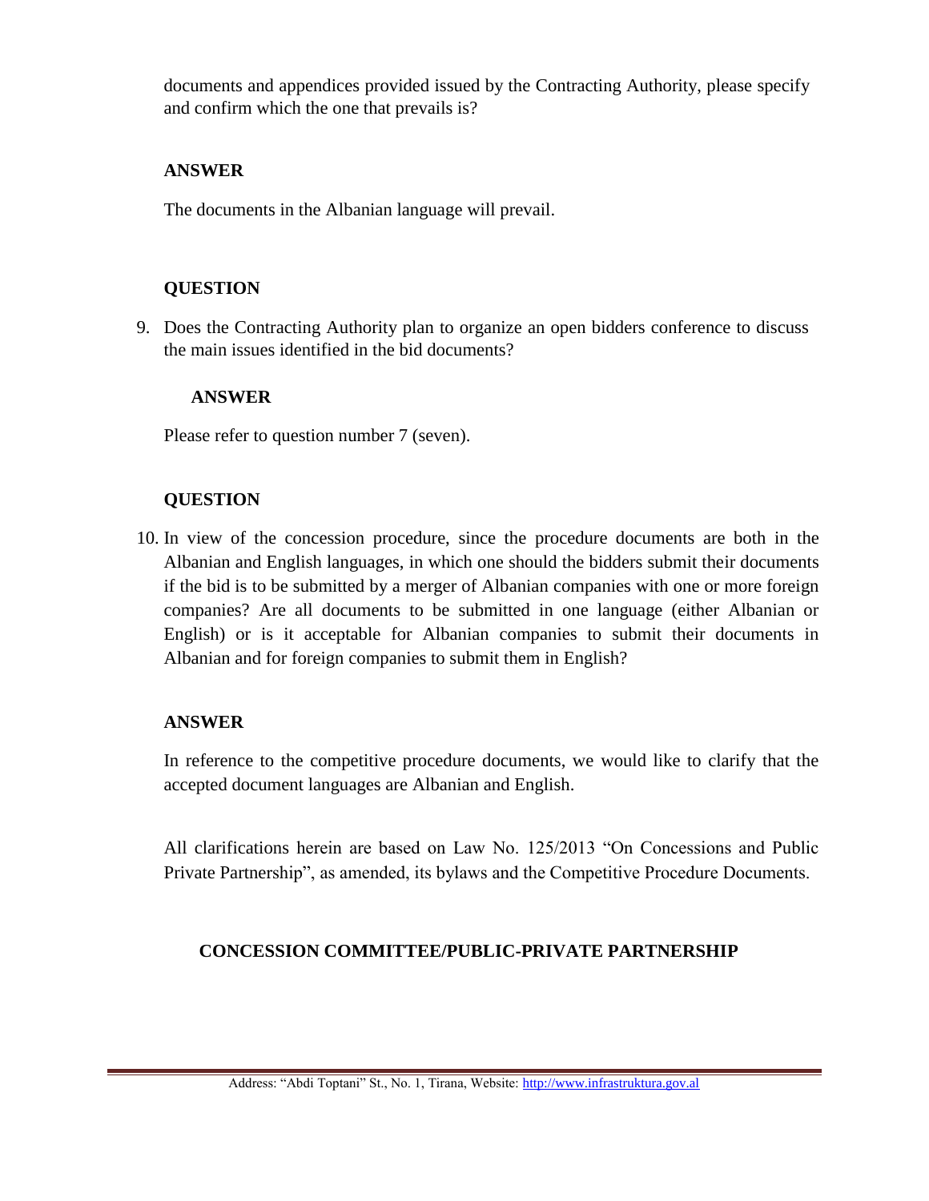documents and appendices provided issued by the Contracting Authority, please specify and confirm which the one that prevails is?

**ANSWER**

The documents in the Albanian language will prevail.

**QUESTION**

9. Does the Contracting Authority plan to organize an open bidders conference to discuss the main issues identified in the bid documents?

**ANSWER**

Please refer to question number 7 (seven).

**QUESTION**

10. In view of the concession procedure, since the procedure documents are both in the Albanian and English languages, in which one should the bidders submit their documents if the bid is to be submitted by a merger of Albanian companies with one or more foreign companies? Are all documents to be submitted in one language (either Albanian or English) or is it acceptable for Albanian companies to submit their documents in Albanian and for foreign companies to submit them in English?

**ANSWER**

In reference to the competitive procedure documents, we would like to clarify that the accepted document languages are Albanian and English.

All clarifications herein are based on Law No. 125/2013 "On Concessions and Public Private Partnership", as amended, its bylaws and the Competitive Procedure Documents.

**CONCESSION COMMITTEE/PUBLIC-PRIVATE PARTNERSHIP**

Address: "Abdi Toptani" St., No. 1, Tirana, Website: http://www.infrastruktura.gov.al